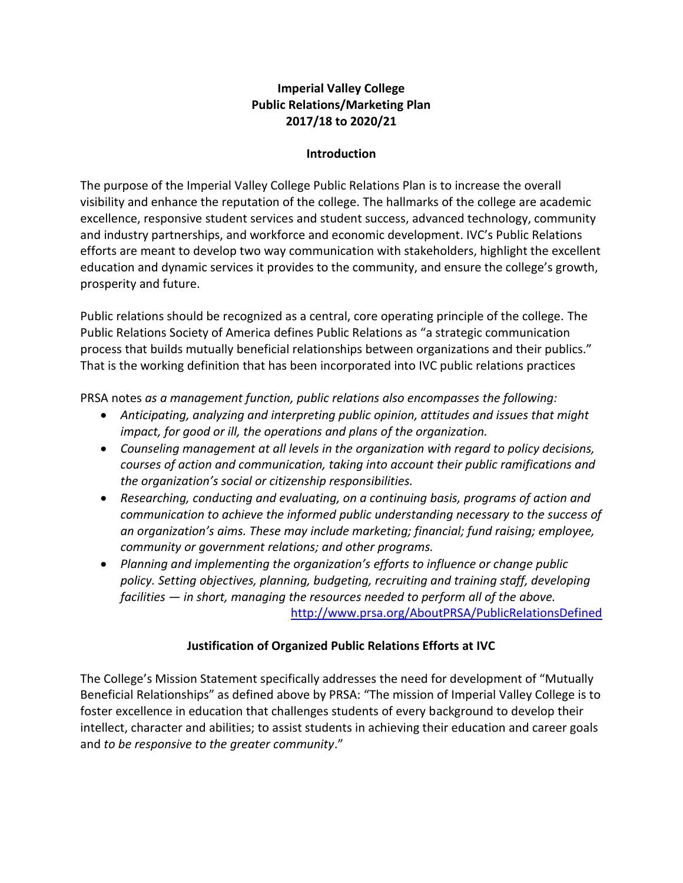# Imperial Valley College
# Public Relations/Marketing Plan
# 2017/18 to 2020/21

## Introduction

The purpose of the Imperial Valley College Public Relations Plan is to increase the overall visibility and enhance the reputation of the college. The hallmarks of the college are academic excellence, responsive student services and student success, advanced technology, community and industry partnerships, and workforce and economic development. IVC's Public Relations efforts are meant to develop two way communication with stakeholders, highlight the excellent education and dynamic services it provides to the community, and ensure the college's growth, prosperity and future.

Public relations should be recognized as a central, core operating principle of the college. The Public Relations Society of America defines Public Relations as "a strategic communication process that builds mutually beneficial relationships between organizations and their publics." That is the working definition that has been incorporated into IVC public relations practices

PRSA notes *as a management function, public relations also encompasses the following:*

- *Anticipating, analyzing and interpreting public opinion, attitudes and issues that might impact, for good or ill, the operations and plans of the organization.*
- *Counseling management at all levels in the organization with regard to policy decisions, courses of action and communication, taking into account their public ramifications and the organization's social or citizenship responsibilities.*
- *Researching, conducting and evaluating, on a continuing basis, programs of action and communication to achieve the informed public understanding necessary to the success of an organization's aims. These may include marketing; financial; fund raising; employee, community or government relations; and other programs.*
- *Planning and implementing the organization's efforts to influence or change public policy. Setting objectives, planning, budgeting, recruiting and training staff, developing facilities — in short, managing the resources needed to perform all of the above.*

http://www.prsa.org/AboutPRSA/PublicRelationsDefined

## Justification of Organized Public Relations Efforts at IVC

The College's Mission Statement specifically addresses the need for development of "Mutually Beneficial Relationships" as defined above by PRSA: "The mission of Imperial Valley College is to foster excellence in education that challenges students of every background to develop their intellect, character and abilities; to assist students in achieving their education and career goals and *to be responsive to the greater community*."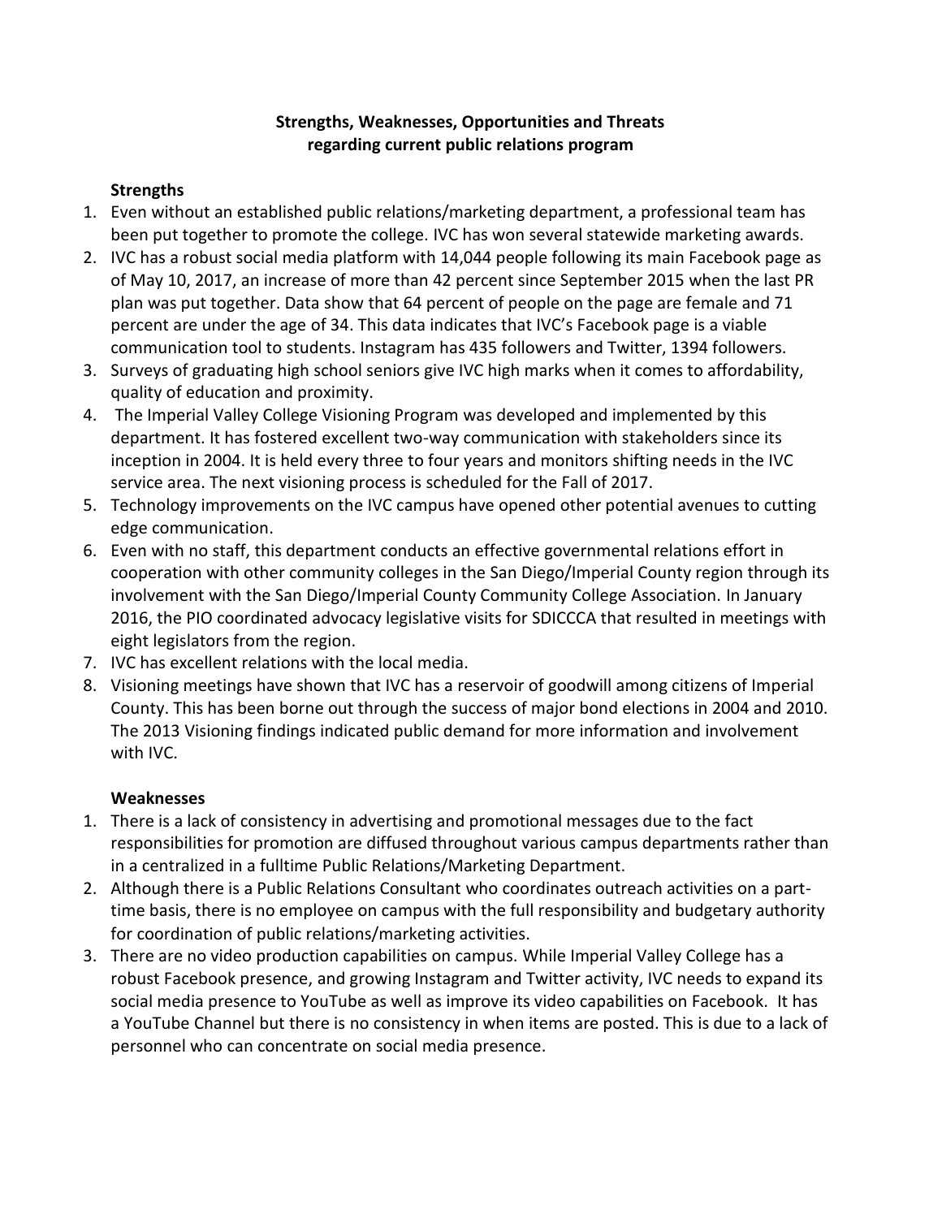**Strengths, Weaknesses, Opportunities and Threats**
**regarding current public relations program**

**Strengths**

1. Even without an established public relations/marketing department, a professional team has been put together to promote the college. IVC has won several statewide marketing awards.
2. IVC has a robust social media platform with 14,044 people following its main Facebook page as of May 10, 2017, an increase of more than 42 percent since September 2015 when the last PR plan was put together. Data show that 64 percent of people on the page are female and 71 percent are under the age of 34. This data indicates that IVC's Facebook page is a viable communication tool to students. Instagram has 435 followers and Twitter, 1394 followers.
3. Surveys of graduating high school seniors give IVC high marks when it comes to affordability, quality of education and proximity.
4. The Imperial Valley College Visioning Program was developed and implemented by this department. It has fostered excellent two-way communication with stakeholders since its inception in 2004. It is held every three to four years and monitors shifting needs in the IVC service area. The next visioning process is scheduled for the Fall of 2017.
5. Technology improvements on the IVC campus have opened other potential avenues to cutting edge communication.
6. Even with no staff, this department conducts an effective governmental relations effort in cooperation with other community colleges in the San Diego/Imperial County region through its involvement with the San Diego/Imperial County Community College Association. In January 2016, the PIO coordinated advocacy legislative visits for SDICCCA that resulted in meetings with eight legislators from the region.
7. IVC has excellent relations with the local media.
8. Visioning meetings have shown that IVC has a reservoir of goodwill among citizens of Imperial County. This has been borne out through the success of major bond elections in 2004 and 2010. The 2013 Visioning findings indicated public demand for more information and involvement with IVC.

**Weaknesses**

1. There is a lack of consistency in advertising and promotional messages due to the fact responsibilities for promotion are diffused throughout various campus departments rather than in a centralized in a fulltime Public Relations/Marketing Department.
2. Although there is a Public Relations Consultant who coordinates outreach activities on a part-time basis, there is no employee on campus with the full responsibility and budgetary authority for coordination of public relations/marketing activities.
3. There are no video production capabilities on campus. While Imperial Valley College has a robust Facebook presence, and growing Instagram and Twitter activity, IVC needs to expand its social media presence to YouTube as well as improve its video capabilities on Facebook. It has a YouTube Channel but there is no consistency in when items are posted. This is due to a lack of personnel who can concentrate on social media presence.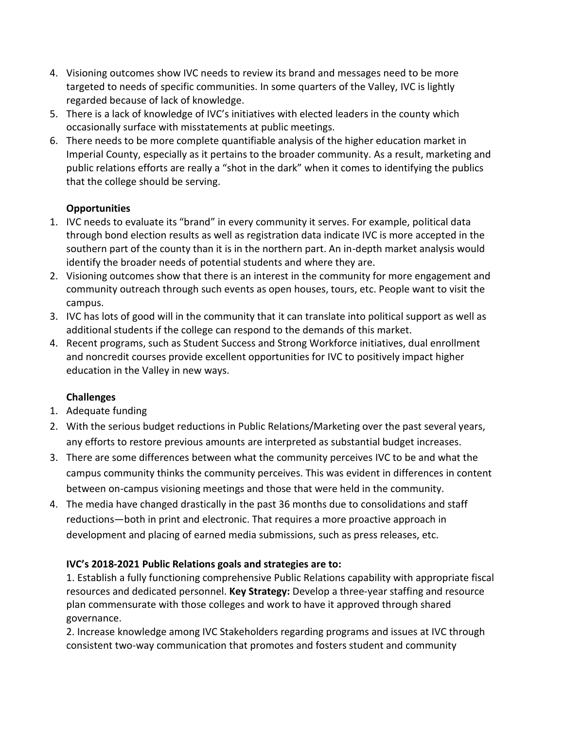4. Visioning outcomes show IVC needs to review its brand and messages need to be more targeted to needs of specific communities. In some quarters of the Valley, IVC is lightly regarded because of lack of knowledge.
5. There is a lack of knowledge of IVC's initiatives with elected leaders in the county which occasionally surface with misstatements at public meetings.
6. There needs to be more complete quantifiable analysis of the higher education market in Imperial County, especially as it pertains to the broader community. As a result, marketing and public relations efforts are really a "shot in the dark" when it comes to identifying the publics that the college should be serving.

**Opportunities**

1. IVC needs to evaluate its "brand" in every community it serves. For example, political data through bond election results as well as registration data indicate IVC is more accepted in the southern part of the county than it is in the northern part. An in-depth market analysis would identify the broader needs of potential students and where they are.
2. Visioning outcomes show that there is an interest in the community for more engagement and community outreach through such events as open houses, tours, etc. People want to visit the campus.
3. IVC has lots of good will in the community that it can translate into political support as well as additional students if the college can respond to the demands of this market.
4. Recent programs, such as Student Success and Strong Workforce initiatives, dual enrollment and noncredit courses provide excellent opportunities for IVC to positively impact higher education in the Valley in new ways.

**Challenges**

1. Adequate funding
2. With the serious budget reductions in Public Relations/Marketing over the past several years, any efforts to restore previous amounts are interpreted as substantial budget increases.
3. There are some differences between what the community perceives IVC to be and what the campus community thinks the community perceives. This was evident in differences in content between on-campus visioning meetings and those that were held in the community.
4. The media have changed drastically in the past 36 months due to consolidations and staff reductions—both in print and electronic. That requires a more proactive approach in development and placing of earned media submissions, such as press releases, etc.

**IVC's 2018-2021 Public Relations goals and strategies are to:**

1. Establish a fully functioning comprehensive Public Relations capability with appropriate fiscal resources and dedicated personnel. **Key Strategy:** Develop a three-year staffing and resource plan commensurate with those colleges and work to have it approved through shared governance.
2. Increase knowledge among IVC Stakeholders regarding programs and issues at IVC through consistent two-way communication that promotes and fosters student and community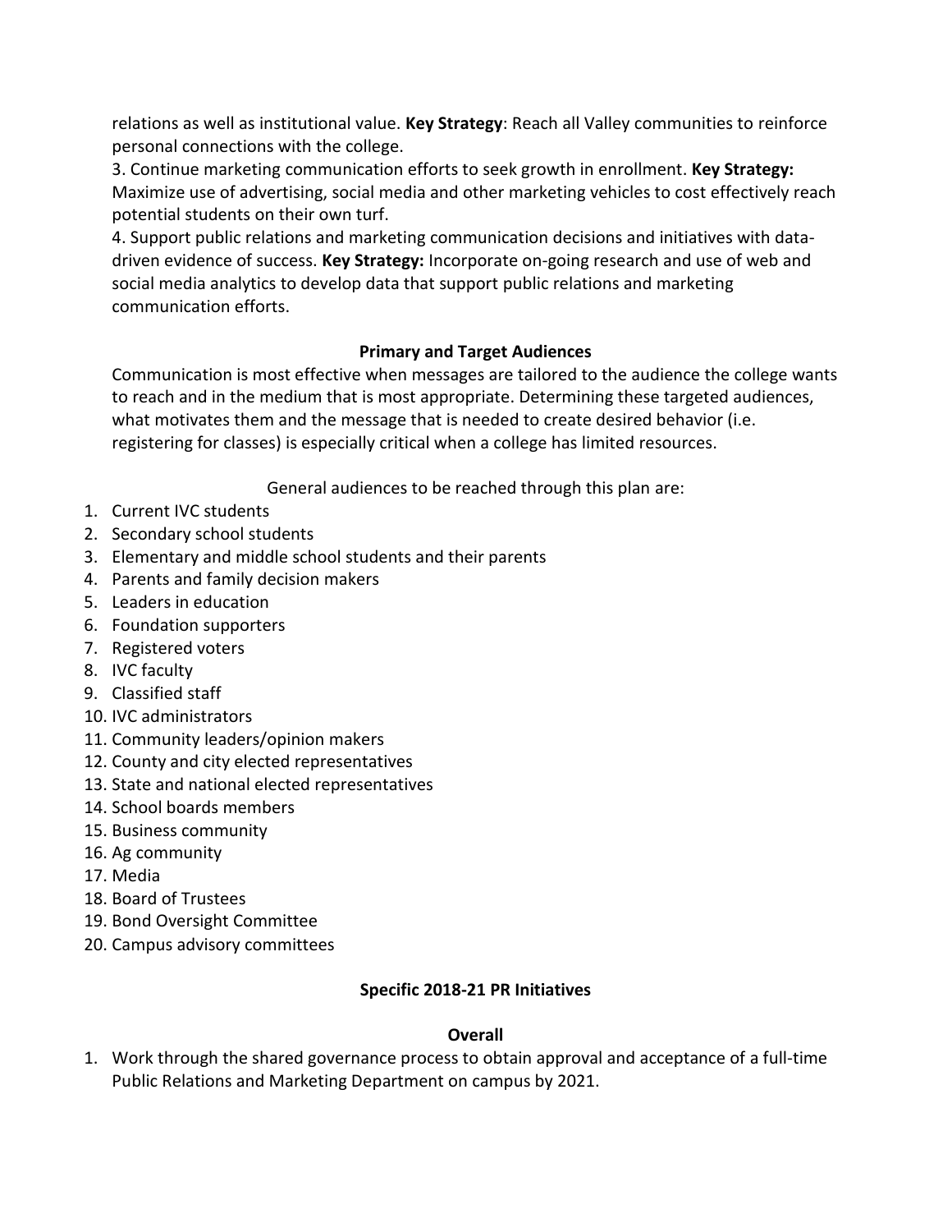relations as well as institutional value. **Key Strategy**: Reach all Valley communities to reinforce personal connections with the college.

3. Continue marketing communication efforts to seek growth in enrollment. **Key Strategy:** Maximize use of advertising, social media and other marketing vehicles to cost effectively reach potential students on their own turf.
4. Support public relations and marketing communication decisions and initiatives with data-driven evidence of success. **Key Strategy:** Incorporate on-going research and use of web and social media analytics to develop data that support public relations and marketing communication efforts.

## Primary and Target Audiences

Communication is most effective when messages are tailored to the audience the college wants to reach and in the medium that is most appropriate. Determining these targeted audiences, what motivates them and the message that is needed to create desired behavior (i.e. registering for classes) is especially critical when a college has limited resources.

General audiences to be reached through this plan are:

1. Current IVC students
2. Secondary school students
3. Elementary and middle school students and their parents
4. Parents and family decision makers
5. Leaders in education
6. Foundation supporters
7. Registered voters
8. IVC faculty
9. Classified staff
10. IVC administrators
11. Community leaders/opinion makers
12. County and city elected representatives
13. State and national elected representatives
14. School boards members
15. Business community
16. Ag community
17. Media
18. Board of Trustees
19. Bond Oversight Committee
20. Campus advisory committees

## Specific 2018-21 PR Initiatives

### Overall

1. Work through the shared governance process to obtain approval and acceptance of a full-time Public Relations and Marketing Department on campus by 2021.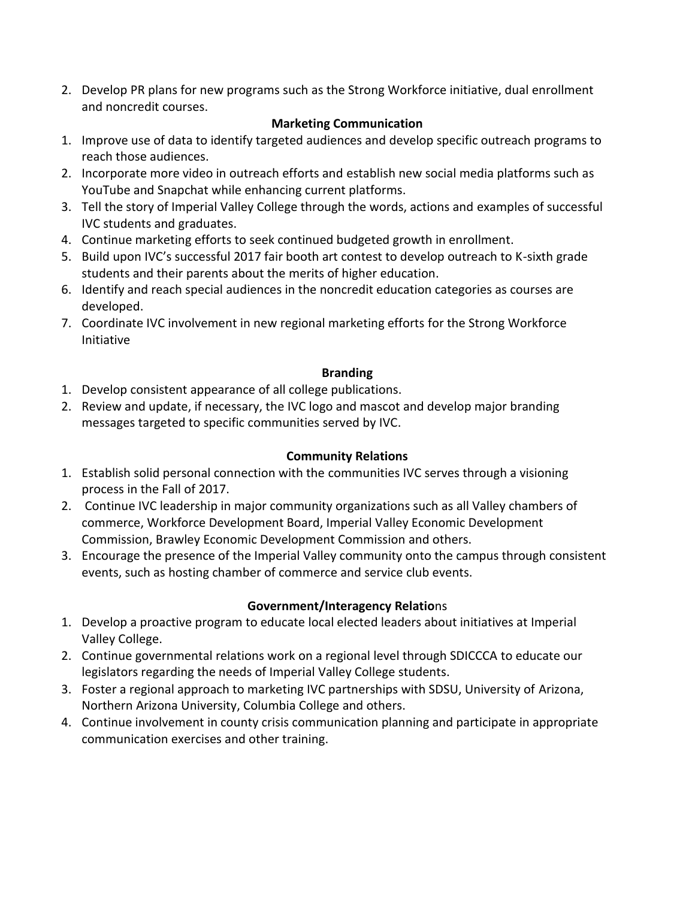2. Develop PR plans for new programs such as the Strong Workforce initiative, dual enrollment and noncredit courses.

**Marketing Communication**

1. Improve use of data to identify targeted audiences and develop specific outreach programs to reach those audiences.
2. Incorporate more video in outreach efforts and establish new social media platforms such as YouTube and Snapchat while enhancing current platforms.
3. Tell the story of Imperial Valley College through the words, actions and examples of successful IVC students and graduates.
4. Continue marketing efforts to seek continued budgeted growth in enrollment.
5. Build upon IVC's successful 2017 fair booth art contest to develop outreach to K-sixth grade students and their parents about the merits of higher education.
6. Identify and reach special audiences in the noncredit education categories as courses are developed.
7. Coordinate IVC involvement in new regional marketing efforts for the Strong Workforce Initiative

**Branding**

1. Develop consistent appearance of all college publications.
2. Review and update, if necessary, the IVC logo and mascot and develop major branding messages targeted to specific communities served by IVC.

**Community Relations**

1. Establish solid personal connection with the communities IVC serves through a visioning process in the Fall of 2017.
2. Continue IVC leadership in major community organizations such as all Valley chambers of commerce, Workforce Development Board, Imperial Valley Economic Development Commission, Brawley Economic Development Commission and others.
3. Encourage the presence of the Imperial Valley community onto the campus through consistent events, such as hosting chamber of commerce and service club events.

**Government/Interagency Relations**

1. Develop a proactive program to educate local elected leaders about initiatives at Imperial Valley College.
2. Continue governmental relations work on a regional level through SDICCCA to educate our legislators regarding the needs of Imperial Valley College students.
3. Foster a regional approach to marketing IVC partnerships with SDSU, University of Arizona, Northern Arizona University, Columbia College and others.
4. Continue involvement in county crisis communication planning and participate in appropriate communication exercises and other training.